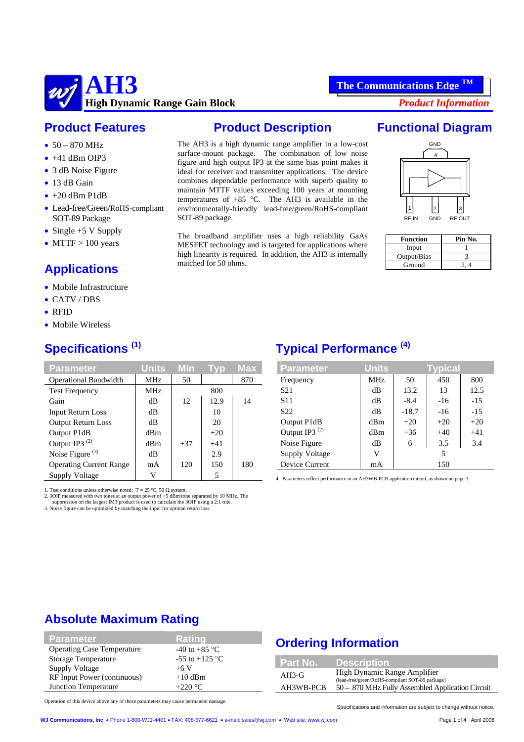# AH3

**High Dynamic Range Gain Block**

**The Communications Edge ™**

*Product Information*

## Product Features

- 50 – 870 MHz
- +41 dBm OIP3
- 3 dB Noise Figure
- 13 dB Gain
- +20 dBm P1dB
- Lead-free/Green/RoHS-compliant SOT-89 Package
- Single +5 V Supply
- MTTF > 100 years

## Applications

- Mobile Infrastructure
- CATV / DBS
- RFID
- Mobile Wireless

## Product Description

The AH3 is a high dynamic range amplifier in a low-cost surface-mount package. The combination of low noise figure and high output IP3 at the same bias point makes it ideal for receiver and transmitter applications. The device combines dependable performance with superb quality to maintain MTTF values exceeding 100 years at mounting temperatures of +85 °C. The AH3 is available in the environmentally-friendly lead-free/green/RoHS-compliant SOT-89 package.

The broadband amplifier uses a high reliability GaAs MESFET technology and is targeted for applications where high linearity is required. In addition, the AH3 is internally matched for 50 ohms.

## Functional Diagram

GND 4

1 RF IN, 2 GND, 3 RF OUT

| Function | Pin No. |
|---|---|
| Input | 1 |
| Output/Bias | 3 |
| Ground | 2, 4 |

## Specifications [1]

| Parameter | Units | Min | Typ | Max |
|---|---|---|---|---|
| Operational Bandwidth | MHz | 50 | | 870 |
| Test Frequency | MHz | | 800 | |
| Gain | dB | 12 | 12.9 | 14 |
| Input Return Loss | dB | | 10 | |
| Output Return Loss | dB | | 20 | |
| Output P1dB | dBm | | +20 | |
| Output IP3 [2] | dBm | +37 | +41 | |
| Noise Figure [3] | dB | | 2.9 | |
| Operating Current Range | mA | 120 | 150 | 180 |
| Supply Voltage | V | | 5 | |

1. Test conditions unless otherwise noted: T = 25 ºC, 50 Ω system.
2. 3OIP measured with two tones at an output power of +5 dBm/tone separated by 10 MHz. The suppression on the largest IM3 product is used to calculate the 3OIP using a 2:1 rule.
3. Noise figure can be optimized by matching the input for optimal return loss.

## Typical Performance [4]

| Parameter | Units | Typical | | |
|---|---|---|---|---|
| Frequency | MHz | 50 | 450 | 800 |
| S21 | dB | 13.2 | 13 | 12.5 |
| S11 | dB | -8.4 | -16 | -15 |
| S22 | dB | -18.7 | -16 | -15 |
| Output P1dB | dBm | +20 | +20 | +20 |
| Output IP3 [2] | dBm | +36 | +40 | +41 |
| Noise Figure | dB | 6 | 3.5 | 3.4 |
| Supply Voltage | V | | 5 | |
| Device Current | mA | | 150 | |

4. Parameters reflect performance in an AH3WB-PCB application circuit, as shown on page 3.

## Absolute Maximum Rating

| Parameter | Rating |
|---|---|
| Operating Case Temperature | -40 to +85 °C |
| Storage Temperature | -55 to +125 °C |
| Supply Voltage | +6 V |
| RF Input Power (continuous) | +10 dBm |
| Junction Temperature | +220 °C |

Operation of this device above any of these parameters may cause permanent damage.

## Ordering Information

| Part No. | Description |
|---|---|
| AH3-G | High Dynamic Range Amplifier (lead-free/green/RoHS-compliant SOT-89 package) |
| AH3WB-PCB | 50 – 870 MHz Fully Assembled Application Circuit |

Specifications and information are subject to change without notice.

WJ Communications, Inc • Phone 1-800-WJ1-4401 • FAX: 408-577-6621 • e-mail: sales@wj.com • Web site: www.wj.com

April 2006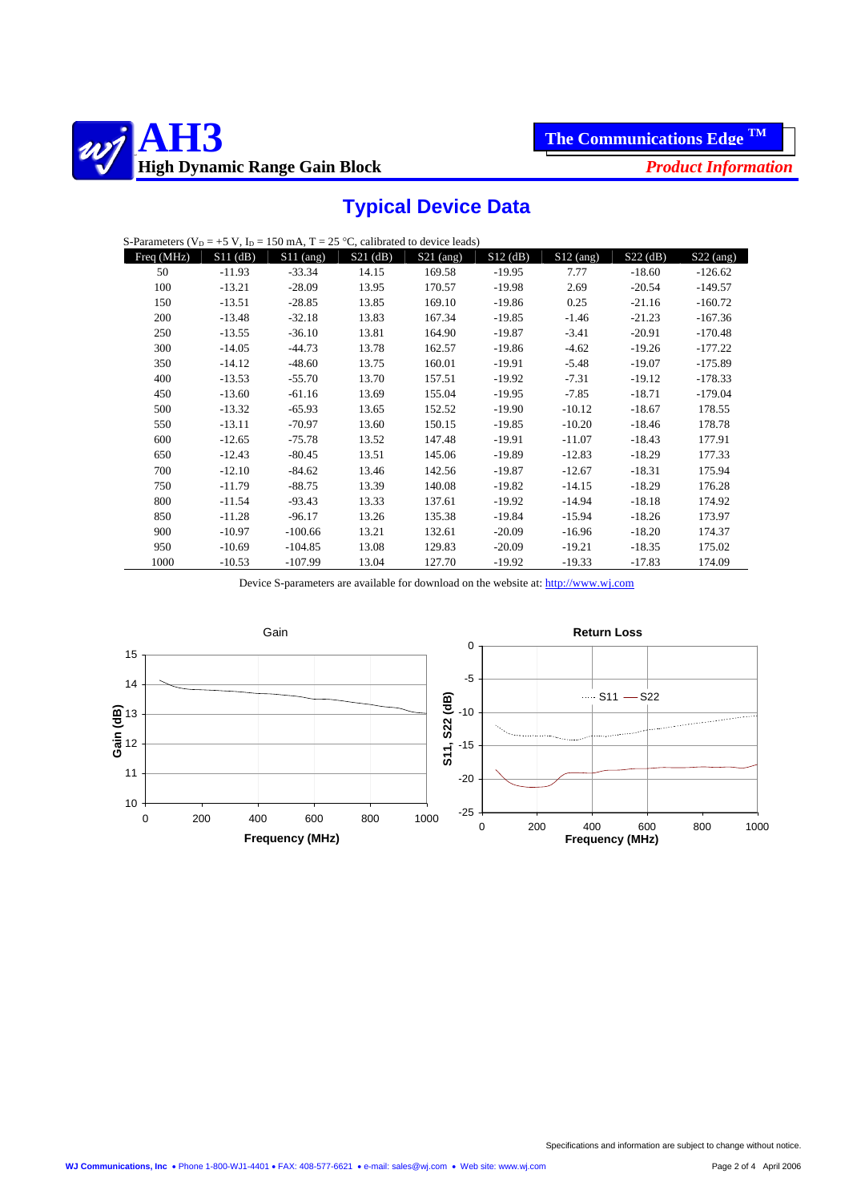# Typical Device Data

S-Parameters ($V_D$ = +5 V, $I_D$ = 150 mA, T = 25 °C, calibrated to device leads)

| Freq (MHz) | S11 (dB) | S11 (ang) | S21 (dB) | S21 (ang) | S12 (dB) | S12 (ang) | S22 (dB) | S22 (ang) |
|---|---|---|---|---|---|---|---|---|
| 50 | -11.93 | -33.34 | 14.15 | 169.58 | -19.95 | 7.77 | -18.60 | -126.62 |
| 100 | -13.21 | -28.09 | 13.95 | 170.57 | -19.98 | 2.69 | -20.54 | -149.57 |
| 150 | -13.51 | -28.85 | 13.85 | 169.10 | -19.86 | 0.25 | -21.16 | -160.72 |
| 200 | -13.48 | -32.18 | 13.83 | 167.34 | -19.85 | -1.46 | -21.23 | -167.36 |
| 250 | -13.55 | -36.10 | 13.81 | 164.90 | -19.87 | -3.41 | -20.91 | -170.48 |
| 300 | -14.05 | -44.73 | 13.78 | 162.57 | -19.86 | -4.62 | -19.26 | -177.22 |
| 350 | -14.12 | -48.60 | 13.75 | 160.01 | -19.91 | -5.48 | -19.07 | -175.89 |
| 400 | -13.53 | -55.70 | 13.70 | 157.51 | -19.92 | -7.31 | -19.12 | -178.33 |
| 450 | -13.60 | -61.16 | 13.69 | 155.04 | -19.95 | -7.85 | -18.71 | -179.04 |
| 500 | -13.32 | -65.93 | 13.65 | 152.52 | -19.90 | -10.12 | -18.67 | 178.55 |
| 550 | -13.11 | -70.97 | 13.60 | 150.15 | -19.85 | -10.20 | -18.46 | 178.78 |
| 600 | -12.65 | -75.78 | 13.52 | 147.48 | -19.91 | -11.07 | -18.43 | 177.91 |
| 650 | -12.43 | -80.45 | 13.51 | 145.06 | -19.89 | -12.83 | -18.29 | 177.33 |
| 700 | -12.10 | -84.62 | 13.46 | 142.56 | -19.87 | -12.67 | -18.31 | 175.94 |
| 750 | -11.79 | -88.75 | 13.39 | 140.08 | -19.82 | -14.15 | -18.29 | 176.28 |
| 800 | -11.54 | -93.43 | 13.33 | 137.61 | -19.92 | -14.94 | -18.18 | 174.92 |
| 850 | -11.28 | -96.17 | 13.26 | 135.38 | -19.84 | -15.94 | -18.26 | 173.97 |
| 900 | -10.97 | -100.66 | 13.21 | 132.61 | -20.09 | -16.96 | -18.20 | 174.37 |
| 950 | -10.69 | -104.85 | 13.08 | 129.83 | -20.09 | -19.21 | -18.35 | 175.02 |
| 1000 | -10.53 | -107.99 | 13.04 | 127.70 | -19.92 | -19.33 | -17.83 | 174.09 |

Device S-parameters are available for download on the website at: http://www.wj.com

Gain

Return Loss

Specifications and information are subject to change without notice.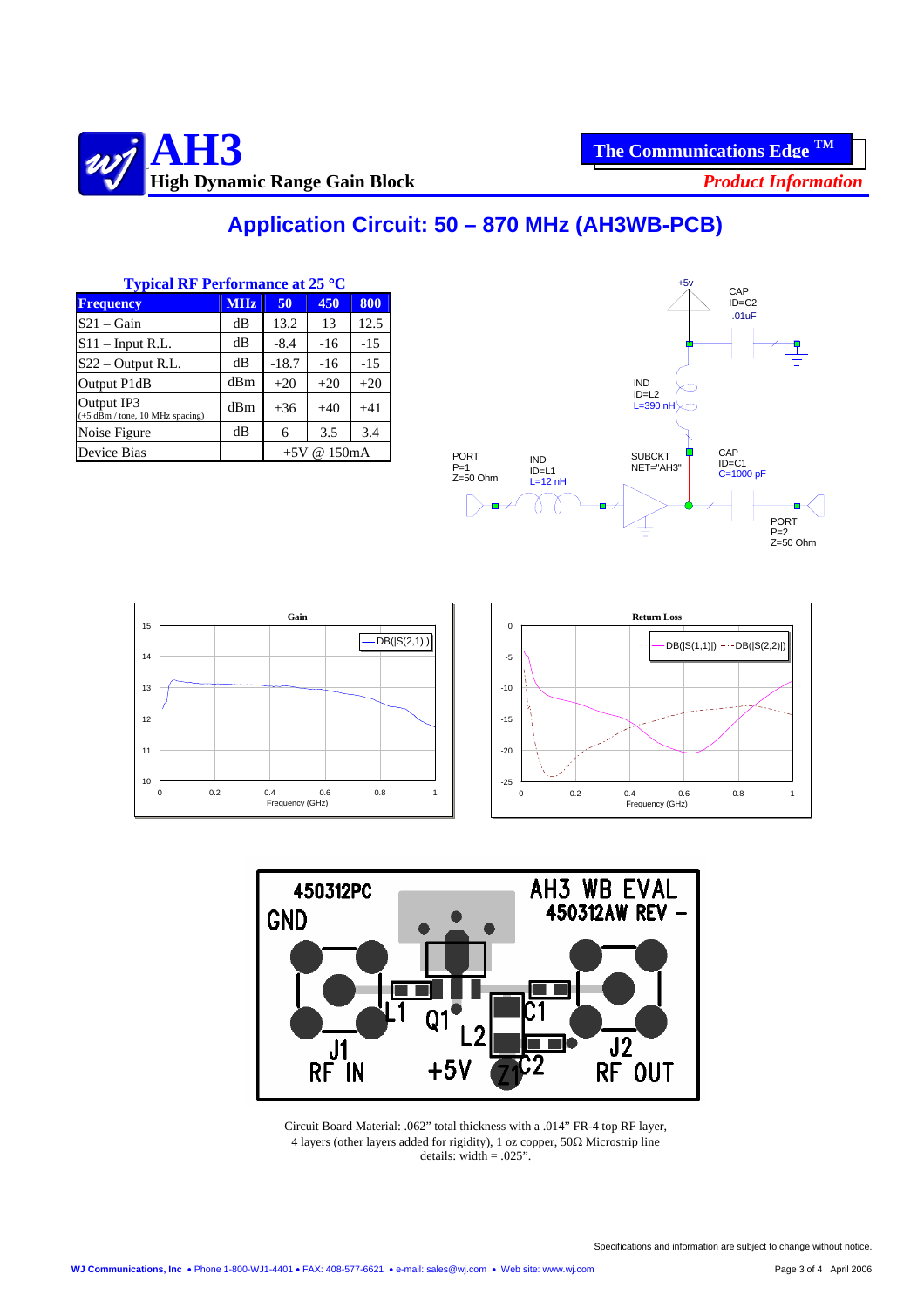# AH3

## High Dynamic Range Gain Block

**The Communications Edge ™**

***Product Information***

## Application Circuit: 50 – 870 MHz (AH3WB-PCB)

**Typical RF Performance at 25 °C**

| Frequency | MHz | 50 | 450 | 800 |
|---|---|---|---|---|
| S21 – Gain | dB | 13.2 | 13 | 12.5 |
| S11 – Input R.L. | dB | -8.4 | -16 | -15 |
| S22 – Output R.L. | dB | -18.7 | -16 | -15 |
| Output P1dB | dBm | +20 | +20 | +20 |
| Output IP3 (+5 dBm / tone, 10 MHz spacing) | dBm | +36 | +40 | +41 |
| Noise Figure | dB | 6 | 3.5 | 3.4 |
| Device Bias | | +5V @ 150mA | | |

Circuit Board Material: .062” total thickness with a .014” FR-4 top RF layer, 4 layers (other layers added for rigidity), 1 oz copper, 50Ω Microstrip line details: width = .025”.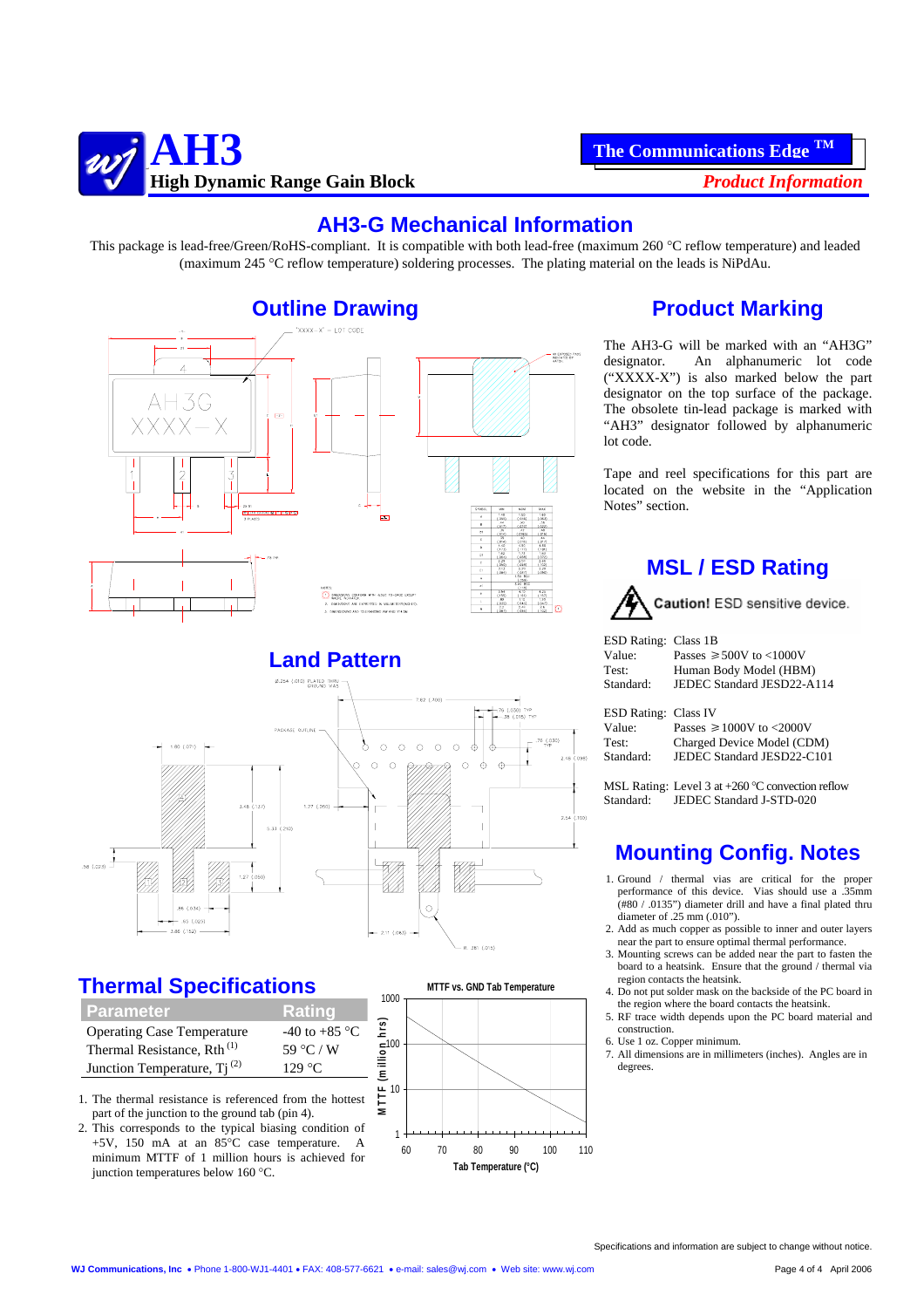# AH3
## High Dynamic Range Gain Block

**The Communications Edge ™**

*Product Information*

## AH3-G Mechanical Information

This package is lead-free/Green/RoHS-compliant. It is compatible with both lead-free (maximum 260 °C reflow temperature) and leaded (maximum 245 °C reflow temperature) soldering processes. The plating material on the leads is NiPdAu.

### Outline Drawing

"XXXX - X" = LOT CODE

### Land Pattern

### Product Marking

The AH3-G will be marked with an "AH3G" designator. An alphanumeric lot code ("XXXX-X") is also marked below the part designator on the top surface of the package. The obsolete tin-lead package is marked with "AH3" designator followed by alphanumeric lot code.

Tape and reel specifications for this part are located on the website in the "Application Notes" section.

### MSL / ESD Rating

**Caution!** ESD sensitive device.

| | |
|---|---|
| ESD Rating: | Class 1B |
| Value: | Passes ≥500V to <1000V |
| Test: | Human Body Model (HBM) |
| Standard: | JEDEC Standard JESD22-A114 |

| | |
|---|---|
| ESD Rating: | Class IV |
| Value: | Passes ≥1000V to <2000V |
| Test: | Charged Device Model (CDM) |
| Standard: | JEDEC Standard JESD22-C101 |

| | |
|---|---|
| MSL Rating: | Level 3 at +260 °C convection reflow |
| Standard: | JEDEC Standard J-STD-020 |

### Mounting Config. Notes

1. Ground / thermal vias are critical for the proper performance of this device. Vias should use a .35mm (#80 / .0135") diameter drill and have a final plated thru diameter of .25 mm (.010").
2. Add as much copper as possible to inner and outer layers near the part to ensure optimal thermal performance.
3. Mounting screws can be added near the part to fasten the board to a heatsink. Ensure that the ground / thermal via region contacts the heatsink.
4. Do not put solder mask on the backside of the PC board in the region where the board contacts the heatsink.
5. RF trace width depends upon the PC board material and construction.
6. Use 1 oz. Copper minimum.
7. All dimensions are in millimeters (inches). Angles are in degrees.

### Thermal Specifications

| Parameter | Rating |
|---|---|
| Operating Case Temperature | -40 to +85 °C |
| Thermal Resistance, Rth [1] | 59 °C / W |
| Junction Temperature, Tj [2] | 129 °C |

1. The thermal resistance is referenced from the hottest part of the junction to the ground tab (pin 4).
2. This corresponds to the typical biasing condition of +5V, 150 mA at an 85°C case temperature. A minimum MTTF of 1 million hours is achieved for junction temperatures below 160 °C.

MTTF vs. GND Tab Temperature

MTTF (million hrs)

1000
100
10
1

60 70 80 90 100 110

Tab Temperature (°C)

Specifications and information are subject to change without notice.

WJ Communications, Inc • Phone 1-800-WJ1-4401 • FAX: 408-577-6621 • e-mail: sales@wj.com • Web site: www.wj.com

April 2006